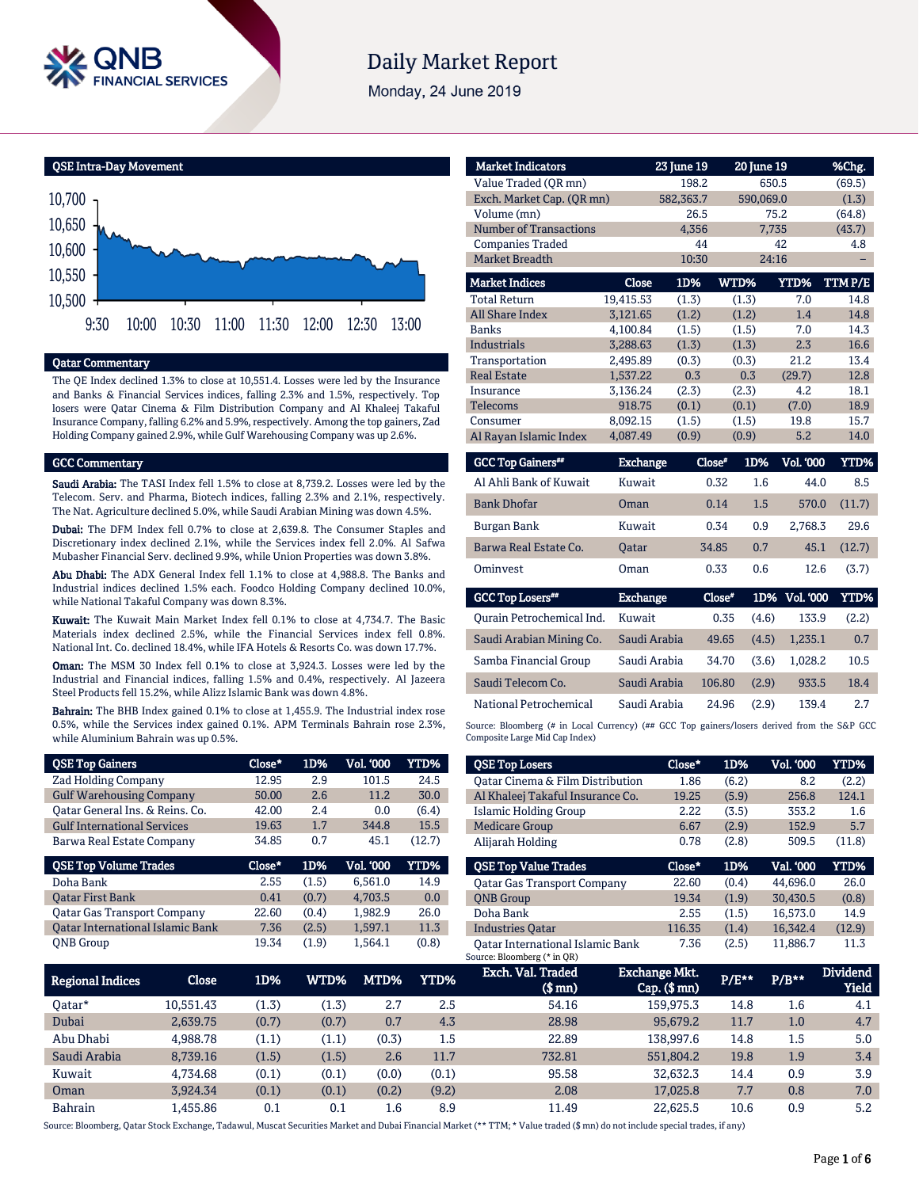# Daily Market Report

Monday, 24 June 2019

## QSE Intra-Day Movement

## Qatar Commentary

The QE Index declined 1.3% to close at 10,551.4. Losses were led by the Insurance and Banks & Financial Services indices, falling 2.3% and 1.5%, respectively. Top losers were Qatar Cinema & Film Distribution Company and Al Khaleej Takaful Insurance Company, falling 6.2% and 5.9%, respectively. Among the top gainers, Zad Holding Company gained 2.9%, while Gulf Warehousing Company was up 2.6%.

## GCC Commentary

**Saudi Arabia:** The TASI Index fell 1.5% to close at 8,739.2. Losses were led by the Telecom. Serv. and Pharma, Biotech indices, falling 2.3% and 2.1%, respectively. The Nat. Agriculture declined 5.0%, while Saudi Arabian Mining was down 4.5%.

**Dubai:** The DFM Index fell 0.7% to close at 2,639.8. The Consumer Staples and Discretionary index declined 2.1%, while the Services index fell 2.0%. Al Safwa Mubasher Financial Serv. declined 9.9%, while Union Properties was down 3.8%.

**Abu Dhabi:** The ADX General Index fell 1.1% to close at 4,988.8. The Banks and Industrial indices declined 1.5% each. Foodco Holding Company declined 10.0%, while National Takaful Company was down 8.3%.

**Kuwait:** The Kuwait Main Market Index fell 0.1% to close at 4,734.7. The Basic Materials index declined 2.5%, while the Financial Services index fell 0.8%. National Int. Co. declined 18.4%, while IFA Hotels & Resorts Co. was down 17.7%.

**Oman:** The MSM 30 Index fell 0.1% to close at 3,924.3. Losses were led by the Industrial and Financial indices, falling 1.5% and 0.4%, respectively. Al Jazeera Steel Products fell 15.2%, while Alizz Islamic Bank was down 4.8%.

**Bahrain:** The BHB Index gained 0.1% to close at 1,455.9. The Industrial index rose 0.5%, while the Services index gained 0.1%. APM Terminals Bahrain rose 2.3%, while Aluminium Bahrain was up 0.5%.

| Market Indicators | 23 June 19 | 20 June 19 | %Chg. |
|---|---|---|---|
| Value Traded (QR mn) | 198.2 | 650.5 | (69.5) |
| Exch. Market Cap. (QR mn) | 582,363.7 | 590,069.0 | (1.3) |
| Volume (mn) | 26.5 | 75.2 | (64.8) |
| Number of Transactions | 4,356 | 7,735 | (43.7) |
| Companies Traded | 44 | 42 | 4.8 |
| Market Breadth | 10:30 | 24:16 | – |

| Market Indices | Close | 1D% | WTD% | YTD% | TTM P/E |
|---|---|---|---|---|---|
| Total Return | 19,415.53 | (1.3) | (1.3) | 7.0 | 14.8 |
| All Share Index | 3,121.65 | (1.2) | (1.2) | 1.4 | 14.8 |
| Banks | 4,100.84 | (1.5) | (1.5) | 7.0 | 14.3 |
| Industrials | 3,288.63 | (1.3) | (1.3) | 2.3 | 16.6 |
| Transportation | 2,495.89 | (0.3) | (0.3) | 21.2 | 13.4 |
| Real Estate | 1,537.22 | 0.3 | 0.3 | (29.7) | 12.8 |
| Insurance | 3,136.24 | (2.3) | (2.3) | 4.2 | 18.1 |
| Telecoms | 918.75 | (0.1) | (0.1) | (7.0) | 18.9 |
| Consumer | 8,092.15 | (1.5) | (1.5) | 19.8 | 15.7 |
| Al Rayan Islamic Index | 4,087.49 | (0.9) | (0.9) | 5.2 | 14.0 |

| GCC Top Gainers## | Exchange | Close# | 1D% | Vol. '000 | YTD% |
|---|---|---|---|---|---|
| Al Ahli Bank of Kuwait | Kuwait | 0.32 | 1.6 | 44.0 | 8.5 |
| Bank Dhofar | Oman | 0.14 | 1.5 | 570.0 | (11.7) |
| Burgan Bank | Kuwait | 0.34 | 0.9 | 2,768.3 | 29.6 |
| Barwa Real Estate Co. | Qatar | 34.85 | 0.7 | 45.1 | (12.7) |
| Ominvest | Oman | 0.33 | 0.6 | 12.6 | (3.7) |

| GCC Top Losers## | Exchange | Close# | 1D% | Vol. '000 | YTD% |
|---|---|---|---|---|---|
| Qurain Petrochemical Ind. | Kuwait | 0.35 | (4.6) | 133.9 | (2.2) |
| Saudi Arabian Mining Co. | Saudi Arabia | 49.65 | (4.5) | 1,235.1 | 0.7 |
| Samba Financial Group | Saudi Arabia | 34.70 | (3.6) | 1,028.2 | 10.5 |
| Saudi Telecom Co. | Saudi Arabia | 106.80 | (2.9) | 933.5 | 18.4 |
| National Petrochemical | Saudi Arabia | 24.96 | (2.9) | 139.4 | 2.7 |

Source: Bloomberg (# in Local Currency) (## GCC Top gainers/losers derived from the S&P GCC Composite Large Mid Cap Index)

| QSE Top Gainers | Close* | 1D% | Vol. '000 | YTD% |
|---|---|---|---|---|
| Zad Holding Company | 12.95 | 2.9 | 101.5 | 24.5 |
| Gulf Warehousing Company | 50.00 | 2.6 | 11.2 | 30.0 |
| Qatar General Ins. & Reins. Co. | 42.00 | 2.4 | 0.0 | (6.4) |
| Gulf International Services | 19.63 | 1.7 | 344.8 | 15.5 |
| Barwa Real Estate Company | 34.85 | 0.7 | 45.1 | (12.7) |

| QSE Top Volume Trades | Close* | 1D% | Vol. '000 | YTD% |
|---|---|---|---|---|
| Doha Bank | 2.55 | (1.5) | 6,561.0 | 14.9 |
| Qatar First Bank | 0.41 | (0.7) | 4,703.5 | 0.0 |
| Qatar Gas Transport Company | 22.60 | (0.4) | 1,982.9 | 26.0 |
| Qatar International Islamic Bank | 7.36 | (2.5) | 1,597.1 | 11.3 |
| QNB Group | 19.34 | (1.9) | 1,564.1 | (0.8) |

| QSE Top Losers | Close* | 1D% | Vol. '000 | YTD% |
|---|---|---|---|---|
| Qatar Cinema & Film Distribution | 1.86 | (6.2) | 8.2 | (2.2) |
| Al Khaleej Takaful Insurance Co. | 19.25 | (5.9) | 256.8 | 124.1 |
| Islamic Holding Group | 2.22 | (3.5) | 353.2 | 1.6 |
| Medicare Group | 6.67 | (2.9) | 152.9 | 5.7 |
| Alijarah Holding | 0.78 | (2.8) | 509.5 | (11.8) |

| QSE Top Value Trades | Close* | 1D% | Val. '000 | YTD% |
|---|---|---|---|---|
| Qatar Gas Transport Company | 22.60 | (0.4) | 44,696.0 | 26.0 |
| QNB Group | 19.34 | (1.9) | 30,430.5 | (0.8) |
| Doha Bank | 2.55 | (1.5) | 16,573.0 | 14.9 |
| Industries Qatar | 116.35 | (1.4) | 16,342.4 | (12.9) |
| Qatar International Islamic Bank | 7.36 | (2.5) | 11,886.7 | 11.3 |

Source: Bloomberg (* in QR)

| Regional Indices | Close | 1D% | WTD% | MTD% | YTD% | Exch. Val. Traded ($ mn) | Exchange Mkt. Cap. ($ mn) | P/E** | P/B** | Dividend Yield |
|---|---|---|---|---|---|---|---|---|---|---|
| Qatar* | 10,551.43 | (1.3) | (1.3) | 2.7 | 2.5 | 54.16 | 159,975.3 | 14.8 | 1.6 | 4.1 |
| Dubai | 2,639.75 | (0.7) | (0.7) | 0.7 | 4.3 | 28.98 | 95,679.2 | 11.7 | 1.0 | 4.7 |
| Abu Dhabi | 4,988.78 | (1.1) | (1.1) | (0.3) | 1.5 | 22.89 | 138,997.6 | 14.8 | 1.5 | 5.0 |
| Saudi Arabia | 8,739.16 | (1.5) | (1.5) | 2.6 | 11.7 | 732.81 | 551,804.2 | 19.8 | 1.9 | 3.4 |
| Kuwait | 4,734.68 | (0.1) | (0.1) | (0.0) | (0.1) | 95.58 | 32,632.3 | 14.4 | 0.9 | 3.9 |
| Oman | 3,924.34 | (0.1) | (0.1) | (0.2) | (9.2) | 2.08 | 17,025.8 | 7.7 | 0.8 | 7.0 |
| Bahrain | 1,455.86 | 0.1 | 0.1 | 1.6 | 8.9 | 11.49 | 22,625.5 | 10.6 | 0.9 | 5.2 |

Source: Bloomberg, Qatar Stock Exchange, Tadawul, Muscat Securities Market and Dubai Financial Market (** TTM; * Value traded ($ mn) do not include special trades, if any)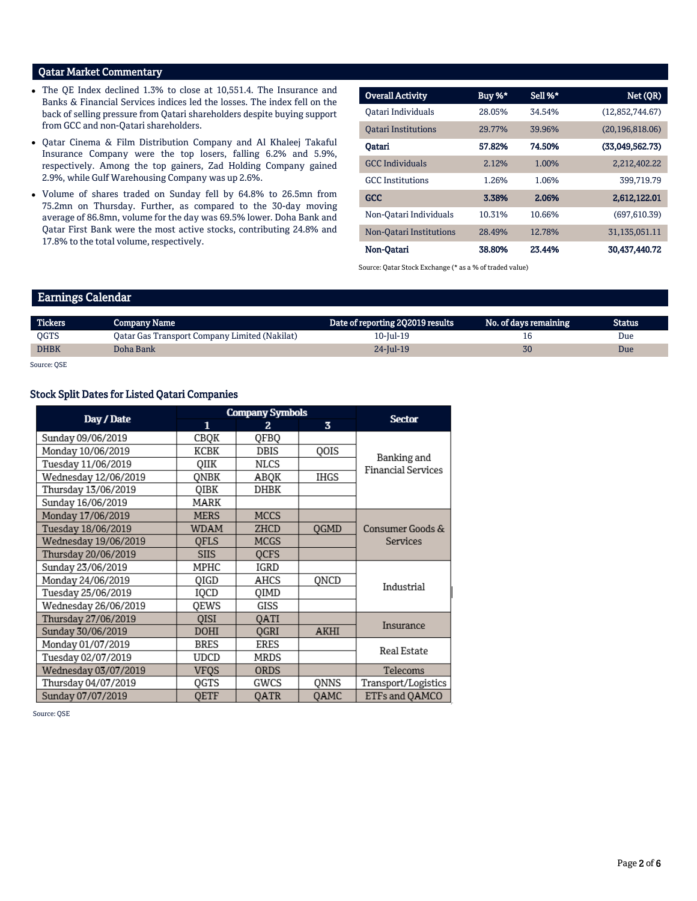## Qatar Market Commentary

- The QE Index declined 1.3% to close at 10,551.4. The Insurance and Banks & Financial Services indices led the losses. The index fell on the back of selling pressure from Qatari shareholders despite buying support from GCC and non-Qatari shareholders.
- Qatar Cinema & Film Distribution Company and Al Khaleej Takaful Insurance Company were the top losers, falling 6.2% and 5.9%, respectively. Among the top gainers, Zad Holding Company gained 2.9%, while Gulf Warehousing Company was up 2.6%.
- Volume of shares traded on Sunday fell by 64.8% to 26.5mn from 75.2mn on Thursday. Further, as compared to the 30-day moving average of 86.8mn, volume for the day was 69.5% lower. Doha Bank and Qatar First Bank were the most active stocks, contributing 24.8% and 17.8% to the total volume, respectively.

| Overall Activity | Buy %* | Sell %* | Net (QR) |
|---|---|---|---|
| Qatari Individuals | 28.05% | 34.54% | (12,852,744.67) |
| Qatari Institutions | 29.77% | 39.96% | (20,196,818.06) |
| **Qatari** | **57.82%** | **74.50%** | **(33,049,562.73)** |
| GCC Individuals | 2.12% | 1.00% | 2,212,402.22 |
| GCC Institutions | 1.26% | 1.06% | 399,719.79 |
| **GCC** | **3.38%** | **2.06%** | **2,612,122.01** |
| Non-Qatari Individuals | 10.31% | 10.66% | (697,610.39) |
| Non-Qatari Institutions | 28.49% | 12.78% | 31,135,051.11 |
| **Non-Qatari** | **38.80%** | **23.44%** | **30,437,440.72** |

Source: Qatar Stock Exchange (* as a % of traded value)

## Earnings Calendar

| Tickers | Company Name | Date of reporting 2Q2019 results | No. of days remaining | Status |
|---|---|---|---|---|
| QGTS | Qatar Gas Transport Company Limited (Nakilat) | 10-Jul-19 | 16 | Due |
| DHBK | Doha Bank | 24-Jul-19 | 30 | Due |

Source: QSE

### Stock Split Dates for Listed Qatari Companies

| Day / Date | Company Symbols | | | Sector |
|---|---|---|---|---|
| | 1 | 2 | 3 | |
| Sunday 09/06/2019 | CBQK | QFBQ | | Banking and Financial Services |
| Monday 10/06/2019 | KCBK | DBIS | QOIS | Banking and Financial Services |
| Tuesday 11/06/2019 | QIIK | NLCS | | Banking and Financial Services |
| Wednesday 12/06/2019 | QNBK | ABQK | IHGS | Banking and Financial Services |
| Thursday 13/06/2019 | QIBK | DHBK | | Banking and Financial Services |
| Sunday 16/06/2019 | MARK | | | Banking and Financial Services |
| Monday 17/06/2019 | MERS | MCCS | | Consumer Goods & Services |
| Tuesday 18/06/2019 | WDAM | ZHCD | QGMD | Consumer Goods & Services |
| Wednesday 19/06/2019 | QFLS | MCGS | | Consumer Goods & Services |
| Thursday 20/06/2019 | SIIS | QCFS | | Consumer Goods & Services |
| Sunday 23/06/2019 | MPHC | IGRD | | Industrial |
| Monday 24/06/2019 | QIGD | AHCS | QNCD | Industrial |
| Tuesday 25/06/2019 | IQCD | QIMD | | Industrial |
| Wednesday 26/06/2019 | QEWS | GISS | | Industrial |
| Thursday 27/06/2019 | QISI | QATI | | Insurance |
| Sunday 30/06/2019 | DOHI | QGRI | AKHI | Insurance |
| Monday 01/07/2019 | BRES | ERES | | Real Estate |
| Tuesday 02/07/2019 | UDCD | MRDS | | Real Estate |
| Wednesday 03/07/2019 | VFQS | ORDS | | Telecoms |
| Thursday 04/07/2019 | QGTS | GWCS | QNNS | Transport/Logistics |
| Sunday 07/07/2019 | QETF | QATR | QAMC | ETFs and QAMCO |

Source: QSE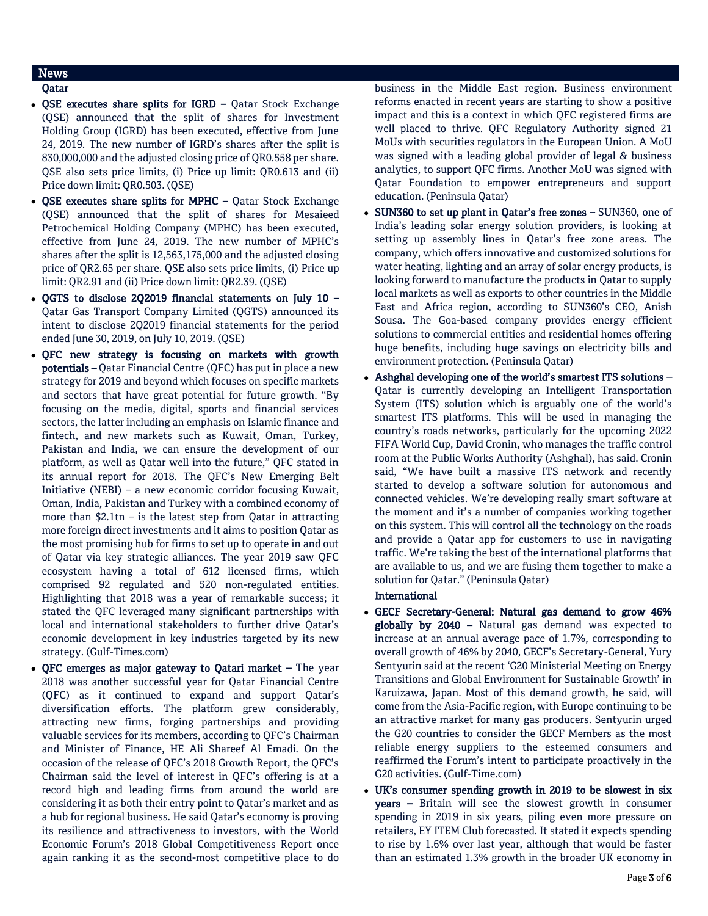## News

### Qatar

- **QSE executes share splits for IGRD –** Qatar Stock Exchange (QSE) announced that the split of shares for Investment Holding Group (IGRD) has been executed, effective from June 24, 2019. The new number of IGRD's shares after the split is 830,000,000 and the adjusted closing price of QR0.558 per share. QSE also sets price limits, (i) Price up limit: QR0.613 and (ii) Price down limit: QR0.503. (QSE)
- **QSE executes share splits for MPHC –** Qatar Stock Exchange (QSE) announced that the split of shares for Mesaieed Petrochemical Holding Company (MPHC) has been executed, effective from June 24, 2019. The new number of MPHC's shares after the split is 12,563,175,000 and the adjusted closing price of QR2.65 per share. QSE also sets price limits, (i) Price up limit: QR2.91 and (ii) Price down limit: QR2.39. (QSE)
- **QGTS to disclose 2Q2019 financial statements on July 10 –** Qatar Gas Transport Company Limited (QGTS) announced its intent to disclose 2Q2019 financial statements for the period ended June 30, 2019, on July 10, 2019. (QSE)
- **QFC new strategy is focusing on markets with growth potentials –** Qatar Financial Centre (QFC) has put in place a new strategy for 2019 and beyond which focuses on specific markets and sectors that have great potential for future growth. "By focusing on the media, digital, sports and financial services sectors, the latter including an emphasis on Islamic finance and fintech, and new markets such as Kuwait, Oman, Turkey, Pakistan and India, we can ensure the development of our platform, as well as Qatar well into the future," QFC stated in its annual report for 2018. The QFC's New Emerging Belt Initiative (NEBI) – a new economic corridor focusing Kuwait, Oman, India, Pakistan and Turkey with a combined economy of more than $2.1tn – is the latest step from Qatar in attracting more foreign direct investments and it aims to position Qatar as the most promising hub for firms to set up to operate in and out of Qatar via key strategic alliances. The year 2019 saw QFC ecosystem having a total of 612 licensed firms, which comprised 92 regulated and 520 non-regulated entities. Highlighting that 2018 was a year of remarkable success; it stated the QFC leveraged many significant partnerships with local and international stakeholders to further drive Qatar's economic development in key industries targeted by its new strategy. (Gulf-Times.com)
- **QFC emerges as major gateway to Qatari market –** The year 2018 was another successful year for Qatar Financial Centre (QFC) as it continued to expand and support Qatar's diversification efforts. The platform grew considerably, attracting new firms, forging partnerships and providing valuable services for its members, according to QFC's Chairman and Minister of Finance, HE Ali Shareef Al Emadi. On the occasion of the release of QFC's 2018 Growth Report, the QFC's Chairman said the level of interest in QFC's offering is at a record high and leading firms from around the world are considering it as both their entry point to Qatar's market and as a hub for regional business. He said Qatar's economy is proving its resilience and attractiveness to investors, with the World Economic Forum's 2018 Global Competitiveness Report once again ranking it as the second-most competitive place to do business in the Middle East region. Business environment reforms enacted in recent years are starting to show a positive impact and this is a context in which QFC registered firms are well placed to thrive. QFC Regulatory Authority signed 21 MoUs with securities regulators in the European Union. A MoU was signed with a leading global provider of legal & business analytics, to support QFC firms. Another MoU was signed with Qatar Foundation to empower entrepreneurs and support education. (Peninsula Qatar)
- **SUN360 to set up plant in Qatar's free zones –** SUN360, one of India's leading solar energy solution providers, is looking at setting up assembly lines in Qatar's free zone areas. The company, which offers innovative and customized solutions for water heating, lighting and an array of solar energy products, is looking forward to manufacture the products in Qatar to supply local markets as well as exports to other countries in the Middle East and Africa region, according to SUN360's CEO, Anish Sousa. The Goa-based company provides energy efficient solutions to commercial entities and residential homes offering huge benefits, including huge savings on electricity bills and environment protection. (Peninsula Qatar)
- **Ashghal developing one of the world's smartest ITS solutions –** Qatar is currently developing an Intelligent Transportation System (ITS) solution which is arguably one of the world's smartest ITS platforms. This will be used in managing the country's roads networks, particularly for the upcoming 2022 FIFA World Cup, David Cronin, who manages the traffic control room at the Public Works Authority (Ashghal), has said. Cronin said, "We have built a massive ITS network and recently started to develop a software solution for autonomous and connected vehicles. We're developing really smart software at the moment and it's a number of companies working together on this system. This will control all the technology on the roads and provide a Qatar app for customers to use in navigating traffic. We're taking the best of the international platforms that are available to us, and we are fusing them together to make a solution for Qatar." (Peninsula Qatar)

### International

- **GECF Secretary-General: Natural gas demand to grow 46% globally by 2040 –** Natural gas demand was expected to increase at an annual average pace of 1.7%, corresponding to overall growth of 46% by 2040, GECF's Secretary-General, Yury Sentyurin said at the recent 'G20 Ministerial Meeting on Energy Transitions and Global Environment for Sustainable Growth' in Karuizawa, Japan. Most of this demand growth, he said, will come from the Asia-Pacific region, with Europe continuing to be an attractive market for many gas producers. Sentyurin urged the G20 countries to consider the GECF Members as the most reliable energy suppliers to the esteemed consumers and reaffirmed the Forum's intent to participate proactively in the G20 activities. (Gulf-Time.com)
- **UK's consumer spending growth in 2019 to be slowest in six years –** Britain will see the slowest growth in consumer spending in 2019 in six years, piling even more pressure on retailers, EY ITEM Club forecasted. It stated it expects spending to rise by 1.6% over last year, although that would be faster than an estimated 1.3% growth in the broader UK economy in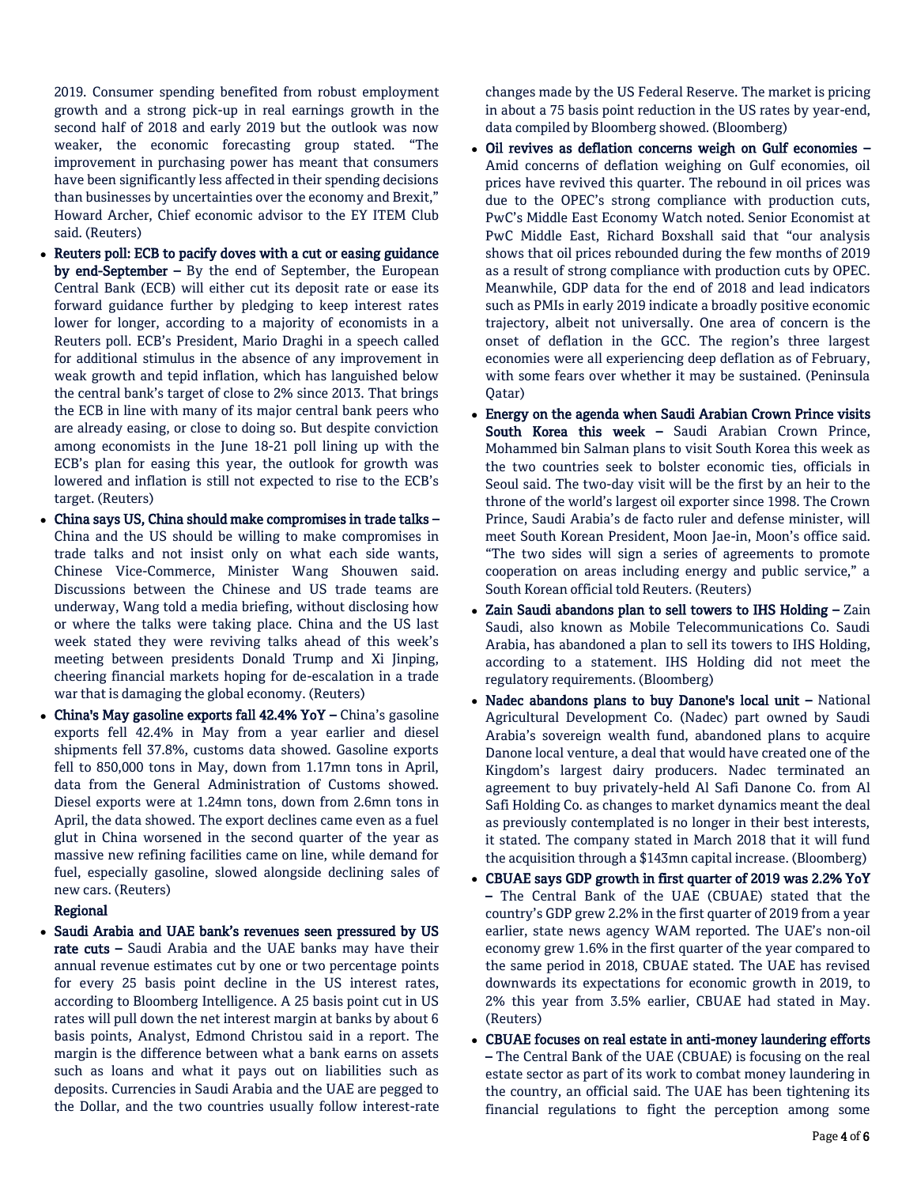2019. Consumer spending benefited from robust employment growth and a strong pick-up in real earnings growth in the second half of 2018 and early 2019 but the outlook was now weaker, the economic forecasting group stated. "The improvement in purchasing power has meant that consumers have been significantly less affected in their spending decisions than businesses by uncertainties over the economy and Brexit," Howard Archer, Chief economic advisor to the EY ITEM Club said. (Reuters)

- **Reuters poll: ECB to pacify doves with a cut or easing guidance by end-September –** By the end of September, the European Central Bank (ECB) will either cut its deposit rate or ease its forward guidance further by pledging to keep interest rates lower for longer, according to a majority of economists in a Reuters poll. ECB's President, Mario Draghi in a speech called for additional stimulus in the absence of any improvement in weak growth and tepid inflation, which has languished below the central bank's target of close to 2% since 2013. That brings the ECB in line with many of its major central bank peers who are already easing, or close to doing so. But despite conviction among economists in the June 18-21 poll lining up with the ECB's plan for easing this year, the outlook for growth was lowered and inflation is still not expected to rise to the ECB's target. (Reuters)
- **China says US, China should make compromises in trade talks –** China and the US should be willing to make compromises in trade talks and not insist only on what each side wants, Chinese Vice-Commerce, Minister Wang Shouwen said. Discussions between the Chinese and US trade teams are underway, Wang told a media briefing, without disclosing how or where the talks were taking place. China and the US last week stated they were reviving talks ahead of this week's meeting between presidents Donald Trump and Xi Jinping, cheering financial markets hoping for de-escalation in a trade war that is damaging the global economy. (Reuters)
- **China's May gasoline exports fall 42.4% YoY –** China's gasoline exports fell 42.4% in May from a year earlier and diesel shipments fell 37.8%, customs data showed. Gasoline exports fell to 850,000 tons in May, down from 1.17mn tons in April, data from the General Administration of Customs showed. Diesel exports were at 1.24mn tons, down from 2.6mn tons in April, the data showed. The export declines came even as a fuel glut in China worsened in the second quarter of the year as massive new refining facilities came on line, while demand for fuel, especially gasoline, slowed alongside declining sales of new cars. (Reuters)

**Regional**

- **Saudi Arabia and UAE bank's revenues seen pressured by US rate cuts –** Saudi Arabia and the UAE banks may have their annual revenue estimates cut by one or two percentage points for every 25 basis point decline in the US interest rates, according to Bloomberg Intelligence. A 25 basis point cut in US rates will pull down the net interest margin at banks by about 6 basis points, Analyst, Edmond Christou said in a report. The margin is the difference between what a bank earns on assets such as loans and what it pays out on liabilities such as deposits. Currencies in Saudi Arabia and the UAE are pegged to the Dollar, and the two countries usually follow interest-rate changes made by the US Federal Reserve. The market is pricing in about a 75 basis point reduction in the US rates by year-end, data compiled by Bloomberg showed. (Bloomberg)
- **Oil revives as deflation concerns weigh on Gulf economies –** Amid concerns of deflation weighing on Gulf economies, oil prices have revived this quarter. The rebound in oil prices was due to the OPEC's strong compliance with production cuts, PwC's Middle East Economy Watch noted. Senior Economist at PwC Middle East, Richard Boxshall said that "our analysis shows that oil prices rebounded during the few months of 2019 as a result of strong compliance with production cuts by OPEC. Meanwhile, GDP data for the end of 2018 and lead indicators such as PMIs in early 2019 indicate a broadly positive economic trajectory, albeit not universally. One area of concern is the onset of deflation in the GCC. The region's three largest economies were all experiencing deep deflation as of February, with some fears over whether it may be sustained. (Peninsula Qatar)
- **Energy on the agenda when Saudi Arabian Crown Prince visits South Korea this week –** Saudi Arabian Crown Prince, Mohammed bin Salman plans to visit South Korea this week as the two countries seek to bolster economic ties, officials in Seoul said. The two-day visit will be the first by an heir to the throne of the world's largest oil exporter since 1998. The Crown Prince, Saudi Arabia's de facto ruler and defense minister, will meet South Korean President, Moon Jae-in, Moon's office said. "The two sides will sign a series of agreements to promote cooperation on areas including energy and public service," a South Korean official told Reuters. (Reuters)
- **Zain Saudi abandons plan to sell towers to IHS Holding –** Zain Saudi, also known as Mobile Telecommunications Co. Saudi Arabia, has abandoned a plan to sell its towers to IHS Holding, according to a statement. IHS Holding did not meet the regulatory requirements. (Bloomberg)
- **Nadec abandons plans to buy Danone's local unit –** National Agricultural Development Co. (Nadec) part owned by Saudi Arabia's sovereign wealth fund, abandoned plans to acquire Danone local venture, a deal that would have created one of the Kingdom's largest dairy producers. Nadec terminated an agreement to buy privately-held Al Safi Danone Co. from Al Safi Holding Co. as changes to market dynamics meant the deal as previously contemplated is no longer in their best interests, it stated. The company stated in March 2018 that it will fund the acquisition through a $143mn capital increase. (Bloomberg)
- **CBUAE says GDP growth in first quarter of 2019 was 2.2% YoY –** The Central Bank of the UAE (CBUAE) stated that the country's GDP grew 2.2% in the first quarter of 2019 from a year earlier, state news agency WAM reported. The UAE's non-oil economy grew 1.6% in the first quarter of the year compared to the same period in 2018, CBUAE stated. The UAE has revised downwards its expectations for economic growth in 2019, to 2% this year from 3.5% earlier, CBUAE had stated in May. (Reuters)
- **CBUAE focuses on real estate in anti-money laundering efforts –** The Central Bank of the UAE (CBUAE) is focusing on the real estate sector as part of its work to combat money laundering in the country, an official said. The UAE has been tightening its financial regulations to fight the perception among some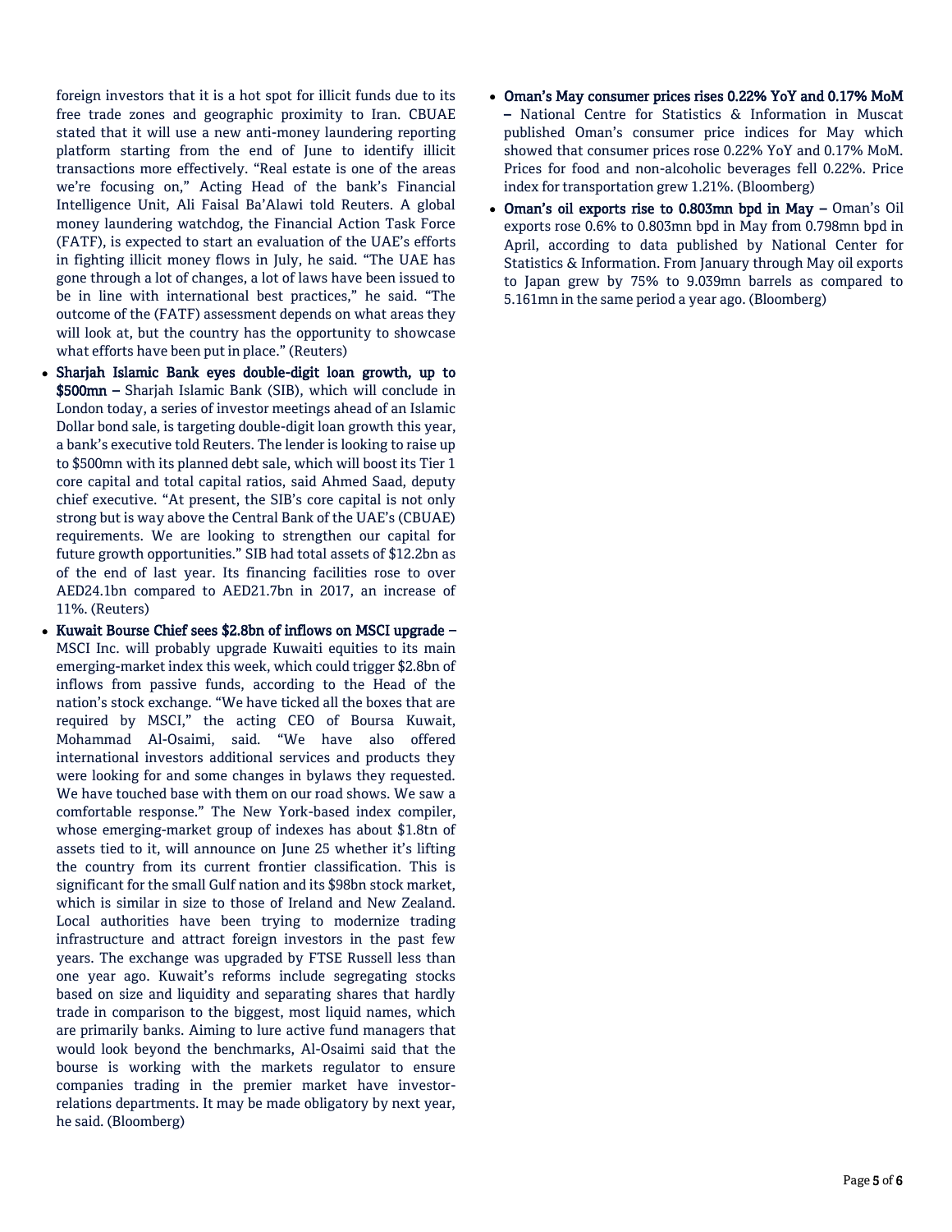foreign investors that it is a hot spot for illicit funds due to its free trade zones and geographic proximity to Iran. CBUAE stated that it will use a new anti-money laundering reporting platform starting from the end of June to identify illicit transactions more effectively. "Real estate is one of the areas we're focusing on," Acting Head of the bank's Financial Intelligence Unit, Ali Faisal Ba'Alawi told Reuters. A global money laundering watchdog, the Financial Action Task Force (FATF), is expected to start an evaluation of the UAE's efforts in fighting illicit money flows in July, he said. "The UAE has gone through a lot of changes, a lot of laws have been issued to be in line with international best practices," he said. "The outcome of the (FATF) assessment depends on what areas they will look at, but the country has the opportunity to showcase what efforts have been put in place." (Reuters)

- **Sharjah Islamic Bank eyes double-digit loan growth, up to $500mn –** Sharjah Islamic Bank (SIB), which will conclude in London today, a series of investor meetings ahead of an Islamic Dollar bond sale, is targeting double-digit loan growth this year, a bank's executive told Reuters. The lender is looking to raise up to $500mn with its planned debt sale, which will boost its Tier 1 core capital and total capital ratios, said Ahmed Saad, deputy chief executive. "At present, the SIB's core capital is not only strong but is way above the Central Bank of the UAE's (CBUAE) requirements. We are looking to strengthen our capital for future growth opportunities." SIB had total assets of $12.2bn as of the end of last year. Its financing facilities rose to over AED24.1bn compared to AED21.7bn in 2017, an increase of 11%. (Reuters)
- **Kuwait Bourse Chief sees $2.8bn of inflows on MSCI upgrade –** MSCI Inc. will probably upgrade Kuwaiti equities to its main emerging-market index this week, which could trigger $2.8bn of inflows from passive funds, according to the Head of the nation's stock exchange. "We have ticked all the boxes that are required by MSCI," the acting CEO of Boursa Kuwait, Mohammad Al-Osaimi, said. "We have also offered international investors additional services and products they were looking for and some changes in bylaws they requested. We have touched base with them on our road shows. We saw a comfortable response." The New York-based index compiler, whose emerging-market group of indexes has about $1.8tn of assets tied to it, will announce on June 25 whether it's lifting the country from its current frontier classification. This is significant for the small Gulf nation and its $98bn stock market, which is similar in size to those of Ireland and New Zealand. Local authorities have been trying to modernize trading infrastructure and attract foreign investors in the past few years. The exchange was upgraded by FTSE Russell less than one year ago. Kuwait's reforms include segregating stocks based on size and liquidity and separating shares that hardly trade in comparison to the biggest, most liquid names, which are primarily banks. Aiming to lure active fund managers that would look beyond the benchmarks, Al-Osaimi said that the bourse is working with the markets regulator to ensure companies trading in the premier market have investor-relations departments. It may be made obligatory by next year, he said. (Bloomberg)
- **Oman's May consumer prices rises 0.22% YoY and 0.17% MoM –** National Centre for Statistics & Information in Muscat published Oman's consumer price indices for May which showed that consumer prices rose 0.22% YoY and 0.17% MoM. Prices for food and non-alcoholic beverages fell 0.22%. Price index for transportation grew 1.21%. (Bloomberg)
- **Oman's oil exports rise to 0.803mn bpd in May –** Oman's Oil exports rose 0.6% to 0.803mn bpd in May from 0.798mn bpd in April, according to data published by National Center for Statistics & Information. From January through May oil exports to Japan grew by 75% to 9.039mn barrels as compared to 5.161mn in the same period a year ago. (Bloomberg)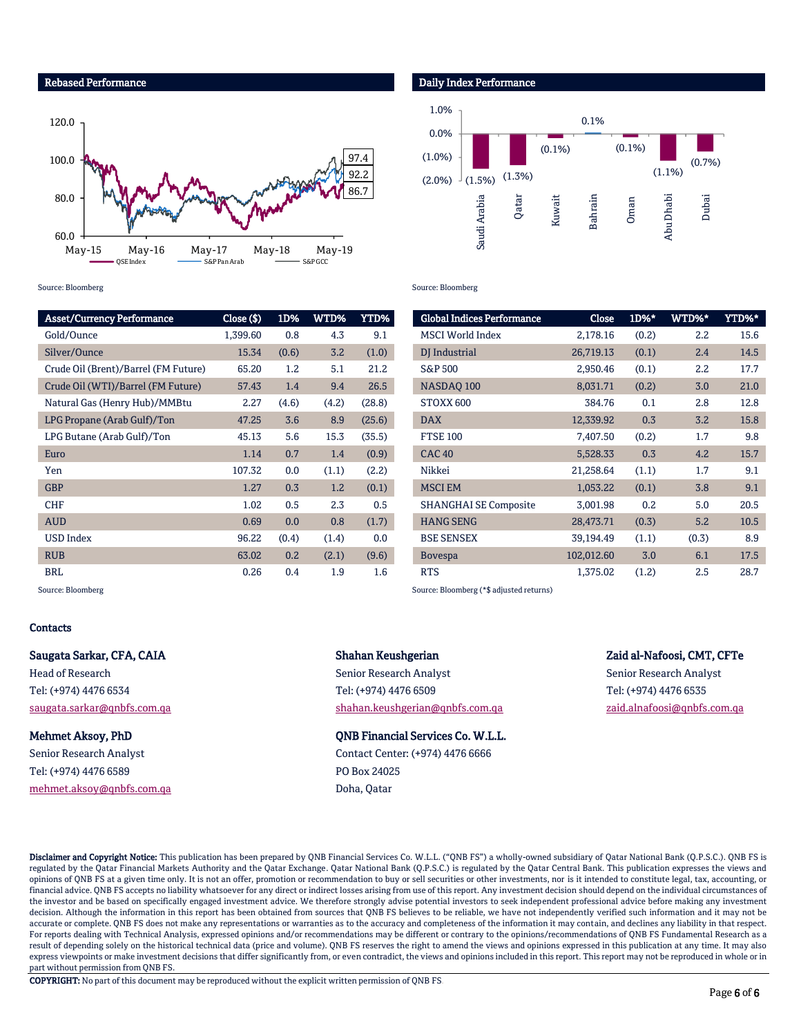## Rebased Performance

120.0
100.0
80.0
60.0
May-15
May-16
May-17
May-18
May-19
97.4
92.2
86.7
QSE Index
S&P Pan Arab
S&P GCC

Source: Bloomberg

## Daily Index Performance

1.0%
0.0%
(1.0%)
(2.0%)
(1.5%)
(1.3%)
(0.1%)
0.1%
(0.1%)
(1.1%)
(0.7%)
Saudi Arabia
Qatar
Kuwait
Bahrain
Oman
Abu Dhabi
Dubai

Source: Bloomberg

| Asset/Currency Performance | Close ($) | 1D% | WTD% | YTD% |
|---|---|---|---|---|
| Gold/Ounce | 1,399.60 | 0.8 | 4.3 | 9.1 |
| Silver/Ounce | 15.34 | (0.6) | 3.2 | (1.0) |
| Crude Oil (Brent)/Barrel (FM Future) | 65.20 | 1.2 | 5.1 | 21.2 |
| Crude Oil (WTI)/Barrel (FM Future) | 57.43 | 1.4 | 9.4 | 26.5 |
| Natural Gas (Henry Hub)/MMBtu | 2.27 | (4.6) | (4.2) | (28.8) |
| LPG Propane (Arab Gulf)/Ton | 47.25 | 3.6 | 8.9 | (25.6) |
| LPG Butane (Arab Gulf)/Ton | 45.13 | 5.6 | 15.3 | (35.5) |
| Euro | 1.14 | 0.7 | 1.4 | (0.9) |
| Yen | 107.32 | 0.0 | (1.1) | (2.2) |
| GBP | 1.27 | 0.3 | 1.2 | (0.1) |
| CHF | 1.02 | 0.5 | 2.3 | 0.5 |
| AUD | 0.69 | 0.0 | 0.8 | (1.7) |
| USD Index | 96.22 | (0.4) | (1.4) | 0.0 |
| RUB | 63.02 | 0.2 | (2.1) | (9.6) |
| BRL | 0.26 | 0.4 | 1.9 | 1.6 |

Source: Bloomberg

| Global Indices Performance | Close | 1D%* | WTD%* | YTD%* |
|---|---|---|---|---|
| MSCI World Index | 2,178.16 | (0.2) | 2.2 | 15.6 |
| DJ Industrial | 26,719.13 | (0.1) | 2.4 | 14.5 |
| S&P 500 | 2,950.46 | (0.1) | 2.2 | 17.7 |
| NASDAQ 100 | 8,031.71 | (0.2) | 3.0 | 21.0 |
| STOXX 600 | 384.76 | 0.1 | 2.8 | 12.8 |
| DAX | 12,339.92 | 0.3 | 3.2 | 15.8 |
| FTSE 100 | 7,407.50 | (0.2) | 1.7 | 9.8 |
| CAC 40 | 5,528.33 | 0.3 | 4.2 | 15.7 |
| Nikkei | 21,258.64 | (1.1) | 1.7 | 9.1 |
| MSCI EM | 1,053.22 | (0.1) | 3.8 | 9.1 |
| SHANGHAI SE Composite | 3,001.98 | 0.2 | 5.0 | 20.5 |
| HANG SENG | 28,473.71 | (0.3) | 5.2 | 10.5 |
| BSE SENSEX | 39,194.49 | (1.1) | (0.3) | 8.9 |
| Bovespa | 102,012.60 | 3.0 | 6.1 | 17.5 |
| RTS | 1,375.02 | (1.2) | 2.5 | 28.7 |

Source: Bloomberg (*$ adjusted returns)

## Contacts

**Saugata Sarkar, CFA, CAIA**
Head of Research
Tel: (+974) 4476 6534
saugata.sarkar@qnbfs.com.qa

**Shahan Keushgerian**
Senior Research Analyst
Tel: (+974) 4476 6509
shahan.keushgerian@qnbfs.com.qa

**Zaid al-Nafoosi, CMT, CFTe**
Senior Research Analyst
Tel: (+974) 4476 6535
zaid.alnafoosi@qnbfs.com.qa

**Mehmet Aksoy, PhD**
Senior Research Analyst
Tel: (+974) 4476 6589
mehmet.aksoy@qnbfs.com.qa

**QNB Financial Services Co. W.L.L.**
Contact Center: (+974) 4476 6666
PO Box 24025
Doha, Qatar

**Disclaimer and Copyright Notice:** This publication has been prepared by QNB Financial Services Co. W.L.L. ("QNB FS") a wholly-owned subsidiary of Qatar National Bank (Q.P.S.C.). QNB FS is regulated by the Qatar Financial Markets Authority and the Qatar Exchange. Qatar National Bank (Q.P.S.C.) is regulated by the Qatar Central Bank. This publication expresses the views and opinions of QNB FS at a given time only. It is not an offer, promotion or recommendation to buy or sell securities or other investments, nor is it intended to constitute legal, tax, accounting, or financial advice. QNB FS accepts no liability whatsoever for any direct or indirect losses arising from use of this report. Any investment decision should depend on the individual circumstances of the investor and be based on specifically engaged investment advice. We therefore strongly advise potential investors to seek independent professional advice before making any investment decision. Although the information in this report has been obtained from sources that QNB FS believes to be reliable, we have not independently verified such information and it may not be accurate or complete. QNB FS does not make any representations or warranties as to the accuracy and completeness of the information it may contain, and declines any liability in that respect. For reports dealing with Technical Analysis, expressed opinions and/or recommendations may be different or contrary to the opinions/recommendations of QNB FS Fundamental Research as a result of depending solely on the historical technical data (price and volume). QNB FS reserves the right to amend the views and opinions expressed in this publication at any time. It may also express viewpoints or make investment decisions that differ significantly from, or even contradict, the views and opinions included in this report. This report may not be reproduced in whole or in part without permission from QNB FS.

**COPYRIGHT:** No part of this document may be reproduced without the explicit written permission of QNB FS